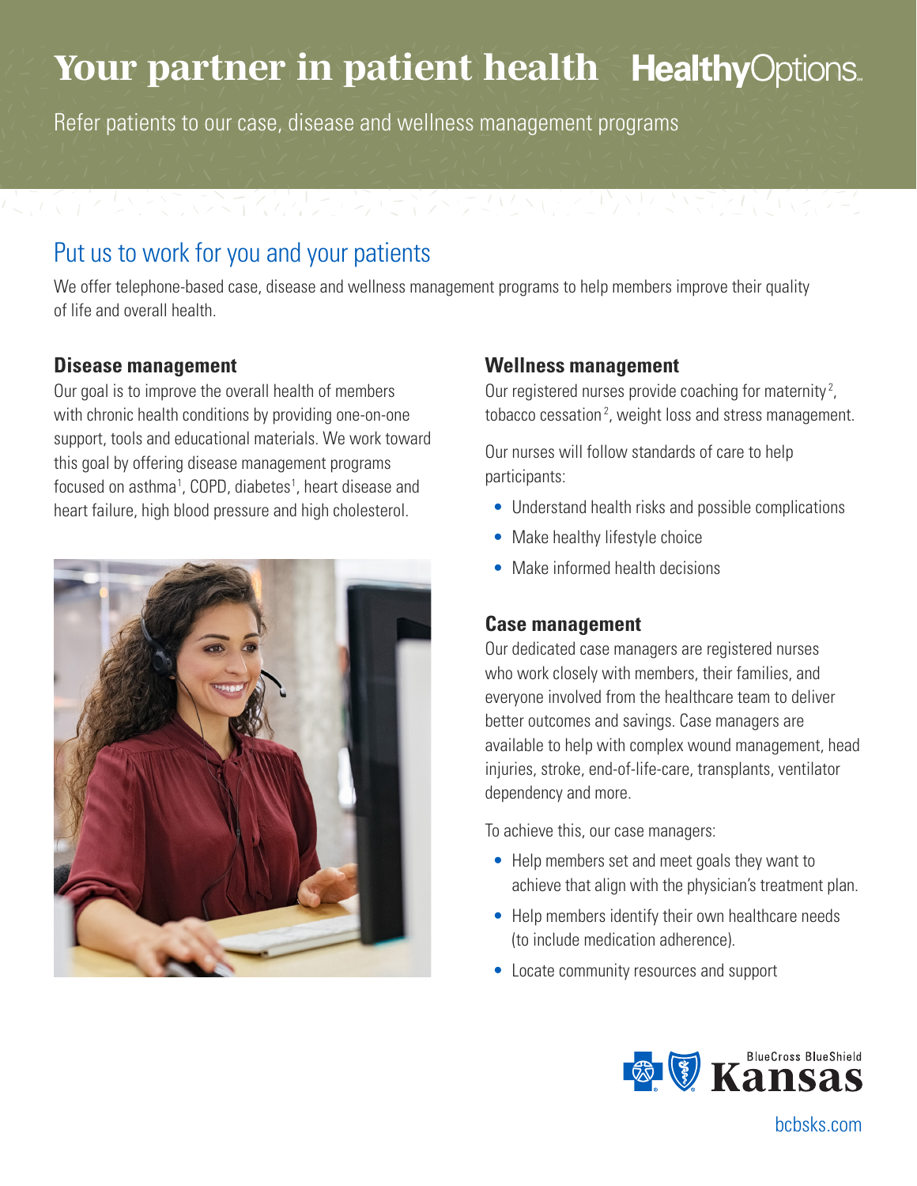# Your partner in patient health

HealthyOptions

Refer patients to our case, disease and wellness management programs

## Put us to work for you and your patients

We offer telephone-based case, disease and wellness management programs to help members improve their quality of life and overall health.

### Disease management

Our goal is to improve the overall health of members with chronic health conditions by providing one-on-one support, tools and educational materials. We work toward this goal by offering disease management programs focused on asthma[1], COPD, diabetes[1], heart disease and heart failure, high blood pressure and high cholesterol.

### Wellness management

Our registered nurses provide coaching for maternity[2], tobacco cessation[2], weight loss and stress management.

Our nurses will follow standards of care to help participants:

- Understand health risks and possible complications
- Make healthy lifestyle choice
- Make informed health decisions

### Case management

Our dedicated case managers are registered nurses who work closely with members, their families, and everyone involved from the healthcare team to deliver better outcomes and savings. Case managers are available to help with complex wound management, head injuries, stroke, end-of-life-care, transplants, ventilator dependency and more.

To achieve this, our case managers:

- Help members set and meet goals they want to achieve that align with the physician's treatment plan.
- Help members identify their own healthcare needs (to include medication adherence).
- Locate community resources and support

BlueCross BlueShield Kansas

bcbsks.com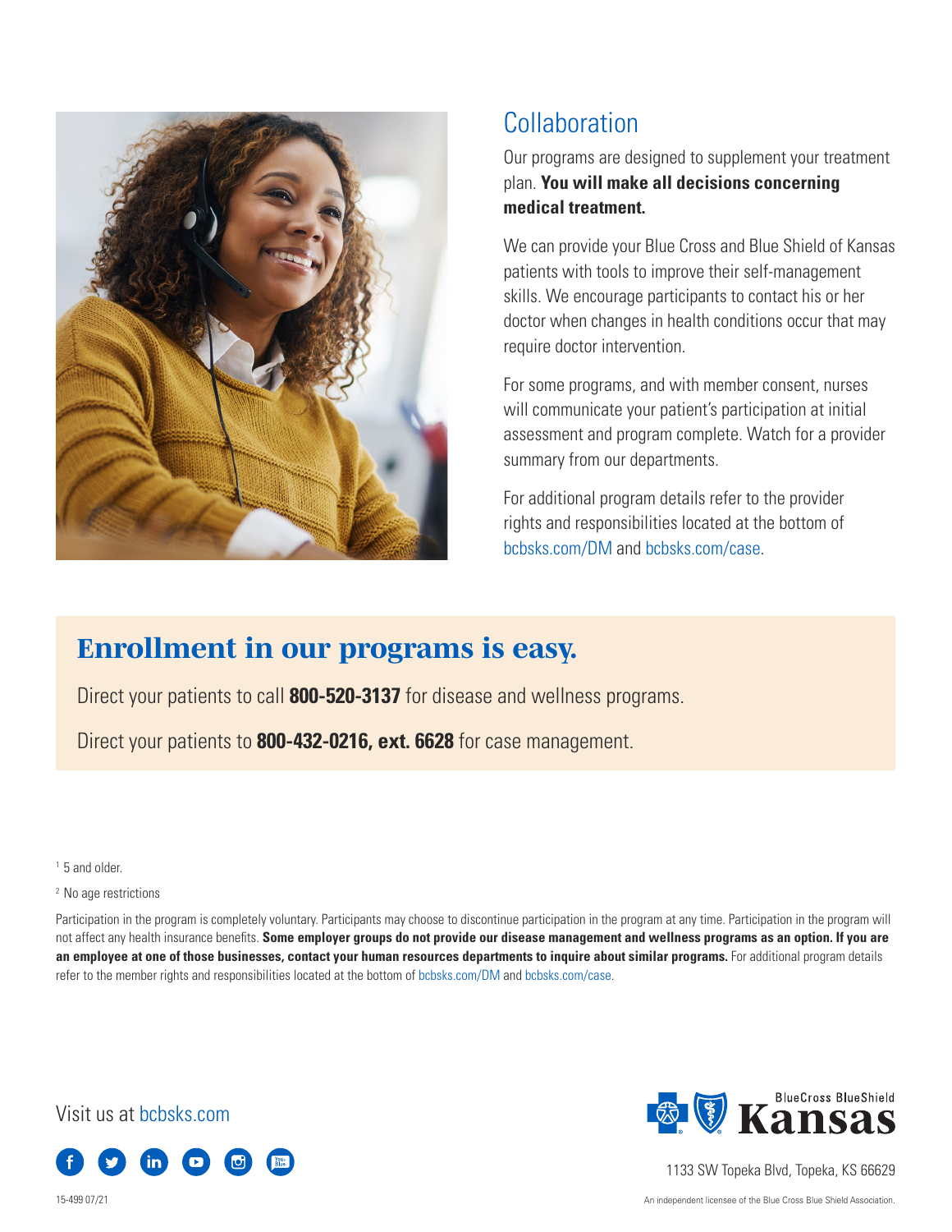## Collaboration

Our programs are designed to supplement your treatment plan. **You will make all decisions concerning medical treatment.**

We can provide your Blue Cross and Blue Shield of Kansas patients with tools to improve their self-management skills. We encourage participants to contact his or her doctor when changes in health conditions occur that may require doctor intervention.

For some programs, and with member consent, nurses will communicate your patient's participation at initial assessment and program complete. Watch for a provider summary from our departments.

For additional program details refer to the provider rights and responsibilities located at the bottom of bcbsks.com/DM and bcbsks.com/case.

## Enrollment in our programs is easy.

Direct your patients to call **800-520-3137** for disease and wellness programs.

Direct your patients to **800-432-0216, ext. 6628** for case management.

[1] 5 and older.

[2] No age restrictions

Participation in the program is completely voluntary. Participants may choose to discontinue participation in the program at any time. Participation in the program will not affect any health insurance benefits. **Some employer groups do not provide our disease management and wellness programs as an option. If you are an employee at one of those businesses, contact your human resources departments to inquire about similar programs.** For additional program details refer to the member rights and responsibilities located at the bottom of bcbsks.com/DM and bcbsks.com/case.

Visit us at bcbsks.com

BlueCross BlueShield Kansas

1133 SW Topeka Blvd, Topeka, KS 66629

15-499 07/21

An independent licensee of the Blue Cross Blue Shield Association.